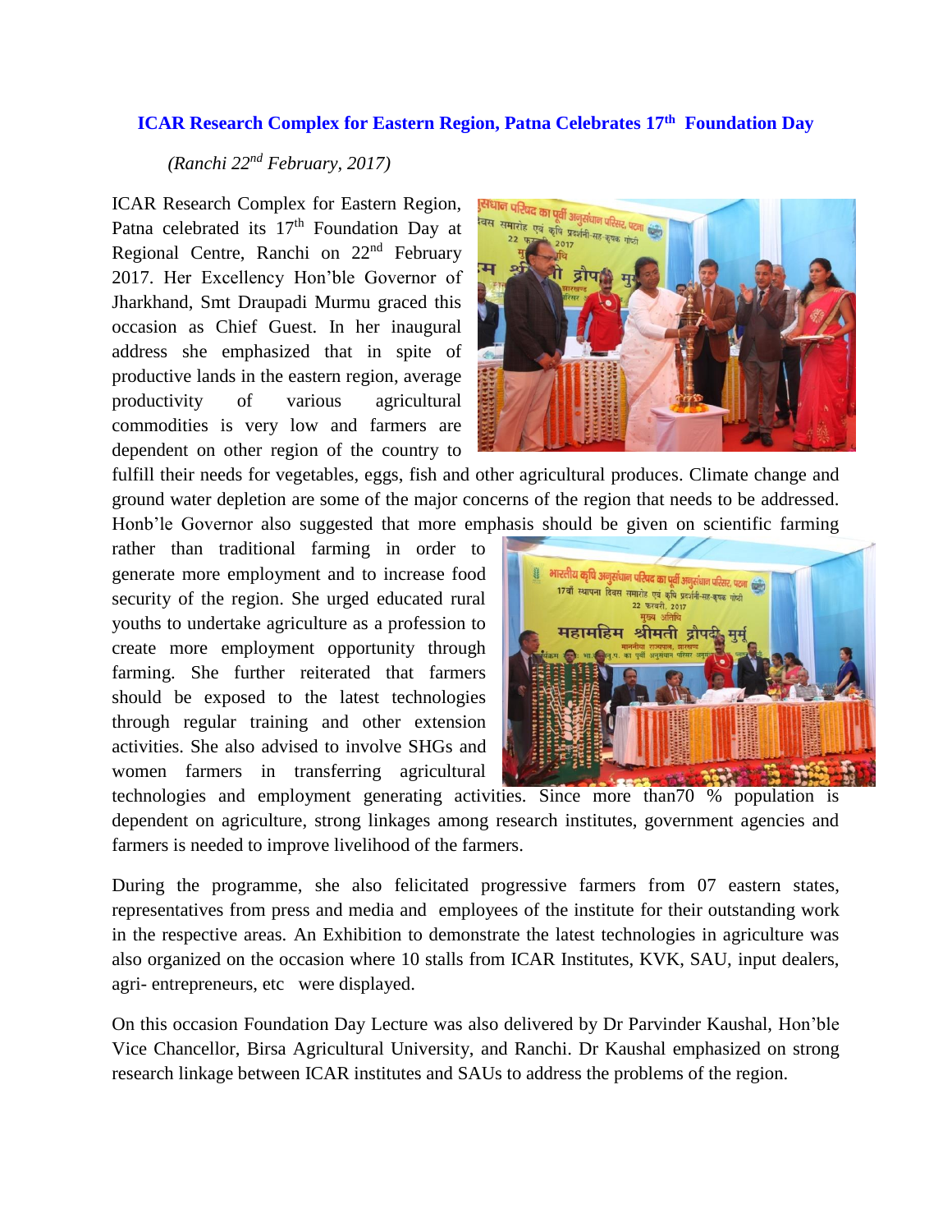# ICAR Research Complex for Eastern Region, Patna Celebrates 17th Foundation Day

*(Ranchi 22nd February, 2017)*

ICAR Research Complex for Eastern Region, Patna celebrated its 17th Foundation Day at Regional Centre, Ranchi on 22nd February 2017. Her Excellency Hon'ble Governor of Jharkhand, Smt Draupadi Murmu graced this occasion as Chief Guest. In her inaugural address she emphasized that in spite of productive lands in the eastern region, average productivity of various agricultural commodities is very low and farmers are dependent on other region of the country to fulfill their needs for vegetables, eggs, fish and other agricultural produces. Climate change and ground water depletion are some of the major concerns of the region that needs to be addressed. Honb'le Governor also suggested that more emphasis should be given on scientific farming rather than traditional farming in order to generate more employment and to increase food security of the region. She urged educated rural youths to undertake agriculture as a profession to create more employment opportunity through farming. She further reiterated that farmers should be exposed to the latest technologies through regular training and other extension activities. She also advised to involve SHGs and women farmers in transferring agricultural technologies and employment generating activities. Since more than70 % population is dependent on agriculture, strong linkages among research institutes, government agencies and farmers is needed to improve livelihood of the farmers.

During the programme, she also felicitated progressive farmers from 07 eastern states, representatives from press and media and employees of the institute for their outstanding work in the respective areas. An Exhibition to demonstrate the latest technologies in agriculture was also organized on the occasion where 10 stalls from ICAR Institutes, KVK, SAU, input dealers, agri- entrepreneurs, etc were displayed.

On this occasion Foundation Day Lecture was also delivered by Dr Parvinder Kaushal, Hon'ble Vice Chancellor, Birsa Agricultural University, and Ranchi. Dr Kaushal emphasized on strong research linkage between ICAR institutes and SAUs to address the problems of the region.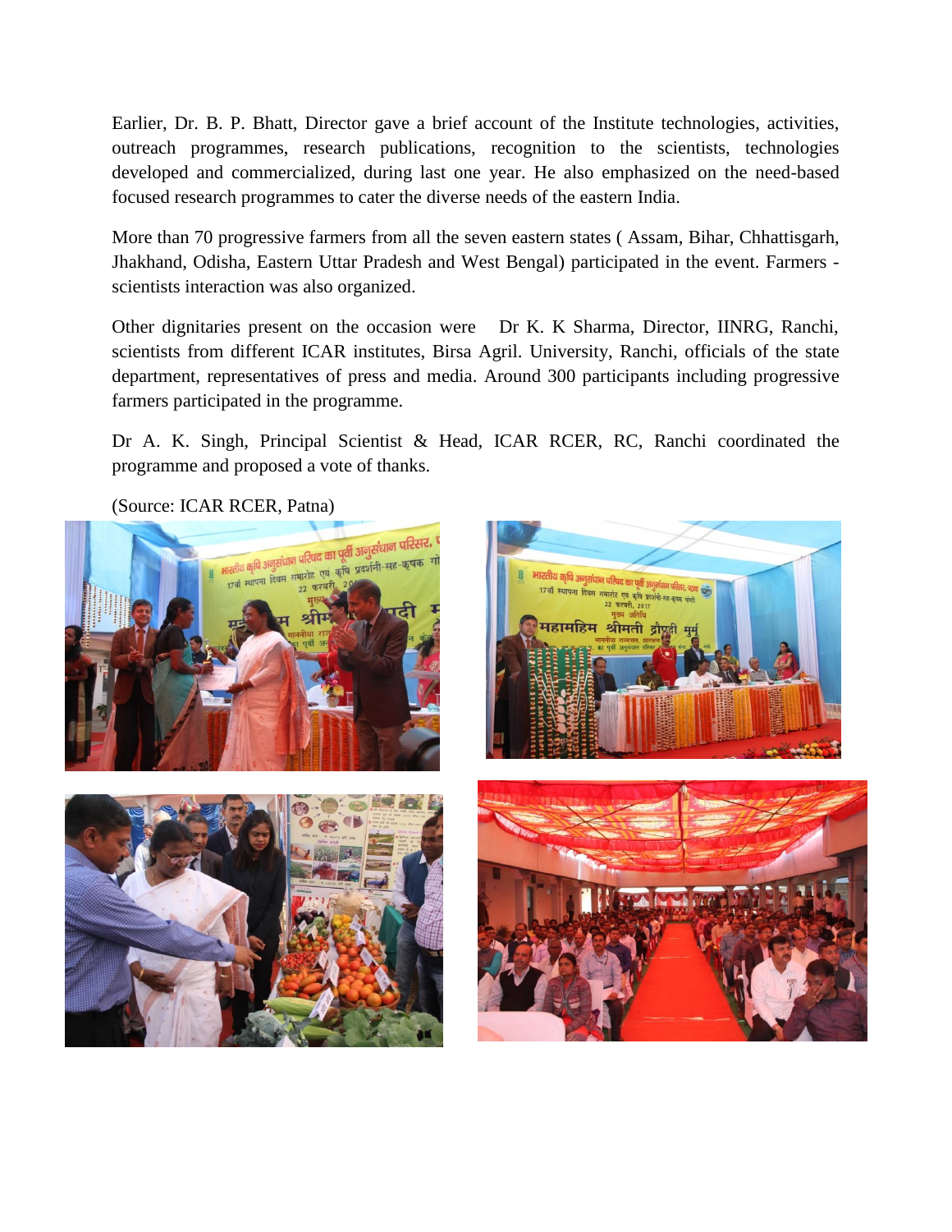Earlier, Dr. B. P. Bhatt, Director gave a brief account of the Institute technologies, activities, outreach programmes, research publications, recognition to the scientists, technologies developed and commercialized, during last one year. He also emphasized on the need-based focused research programmes to cater the diverse needs of the eastern India.

More than 70 progressive farmers from all the seven eastern states ( Assam, Bihar, Chhattisgarh, Jhakhand, Odisha, Eastern Uttar Pradesh and West Bengal) participated in the event. Farmers - scientists interaction was also organized.

Other dignitaries present on the occasion were  Dr K. K Sharma, Director, IINRG, Ranchi, scientists from different ICAR institutes, Birsa Agril. University, Ranchi, officials of the state department, representatives of press and media. Around 300 participants including progressive farmers participated in the programme.

Dr A. K. Singh, Principal Scientist & Head, ICAR RCER, RC, Ranchi coordinated the programme and proposed a vote of thanks.

(Source: ICAR RCER, Patna)